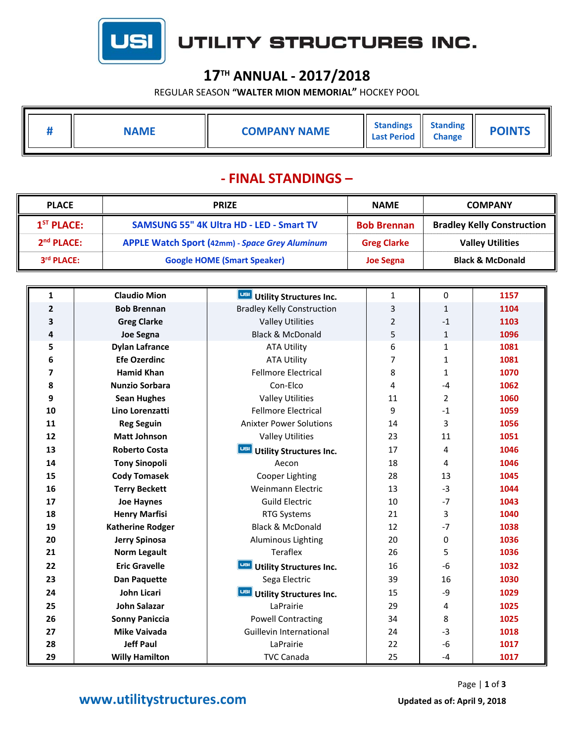# UTILITY STRUCTURES INC.

## 17TH ANNUAL - 2017/2018

REGULAR SEASON **"WALTER MION MEMORIAL"** HOCKEY POOL

## - FINAL STANDINGS –

| PLACE | PRIZE | NAME | COMPANY |
|---|---|---|---|
| 1ST PLACE: | SAMSUNG 55" 4K Ultra HD - LED - Smart TV | Bob Brennan | Bradley Kelly Construction |
| 2nd PLACE: | APPLE Watch Sport (42mm) - *Space Grey Aluminum* | Greg Clarke | Valley Utilities |
| 3rd PLACE: | Google HOME (Smart Speaker) | Joe Segna | Black & McDonald |

| # | NAME | COMPANY NAME | Standings Last Period | Standing Change | POINTS |
|---|---|---|---|---|---|
| 1 | Claudio Mion | **Utility Structures Inc.** | 1 | 0 | 1157 |
| 2 | Bob Brennan | Bradley Kelly Construction | 3 | 1 | 1104 |
| 3 | Greg Clarke | Valley Utilities | 2 | -1 | 1103 |
| 4 | Joe Segna | Black & McDonald | 5 | 1 | 1096 |
| 5 | Dylan Lafrance | ATA Utility | 6 | 1 | 1081 |
| 6 | Efe Ozerdinc | ATA Utility | 7 | 1 | 1081 |
| 7 | Hamid Khan | Fellmore Electrical | 8 | 1 | 1070 |
| 8 | Nunzio Sorbara | Con-Elco | 4 | -4 | 1062 |
| 9 | Sean Hughes | Valley Utilities | 11 | 2 | 1060 |
| 10 | Lino Lorenzatti | Fellmore Electrical | 9 | -1 | 1059 |
| 11 | Reg Seguin | Anixter Power Solutions | 14 | 3 | 1056 |
| 12 | Matt Johnson | Valley Utilities | 23 | 11 | 1051 |
| 13 | Roberto Costa | **Utility Structures Inc.** | 17 | 4 | 1046 |
| 14 | Tony Sinopoli | Aecon | 18 | 4 | 1046 |
| 15 | Cody Tomasek | Cooper Lighting | 28 | 13 | 1045 |
| 16 | Terry Beckett | Weinmann Electric | 13 | -3 | 1044 |
| 17 | Joe Haynes | Guild Electric | 10 | -7 | 1043 |
| 18 | Henry Marfisi | RTG Systems | 21 | 3 | 1040 |
| 19 | Katherine Rodger | Black & McDonald | 12 | -7 | 1038 |
| 20 | Jerry Spinosa | Aluminous Lighting | 20 | 0 | 1036 |
| 21 | Norm Legault | Teraflex | 26 | 5 | 1036 |
| 22 | Eric Gravelle | **Utility Structures Inc.** | 16 | -6 | 1032 |
| 23 | Dan Paquette | Sega Electric | 39 | 16 | 1030 |
| 24 | John Licari | **Utility Structures Inc.** | 15 | -9 | 1029 |
| 25 | John Salazar | LaPrairie | 29 | 4 | 1025 |
| 26 | Sonny Paniccia | Powell Contracting | 34 | 8 | 1025 |
| 27 | Mike Vaivada | Guillevin International | 24 | -3 | 1018 |
| 28 | Jeff Paul | LaPrairie | 22 | -6 | 1017 |
| 29 | Willy Hamilton | TVC Canada | 25 | -4 | 1017 |

www.utilitystructures.com

**Updated as of: April 9, 2018**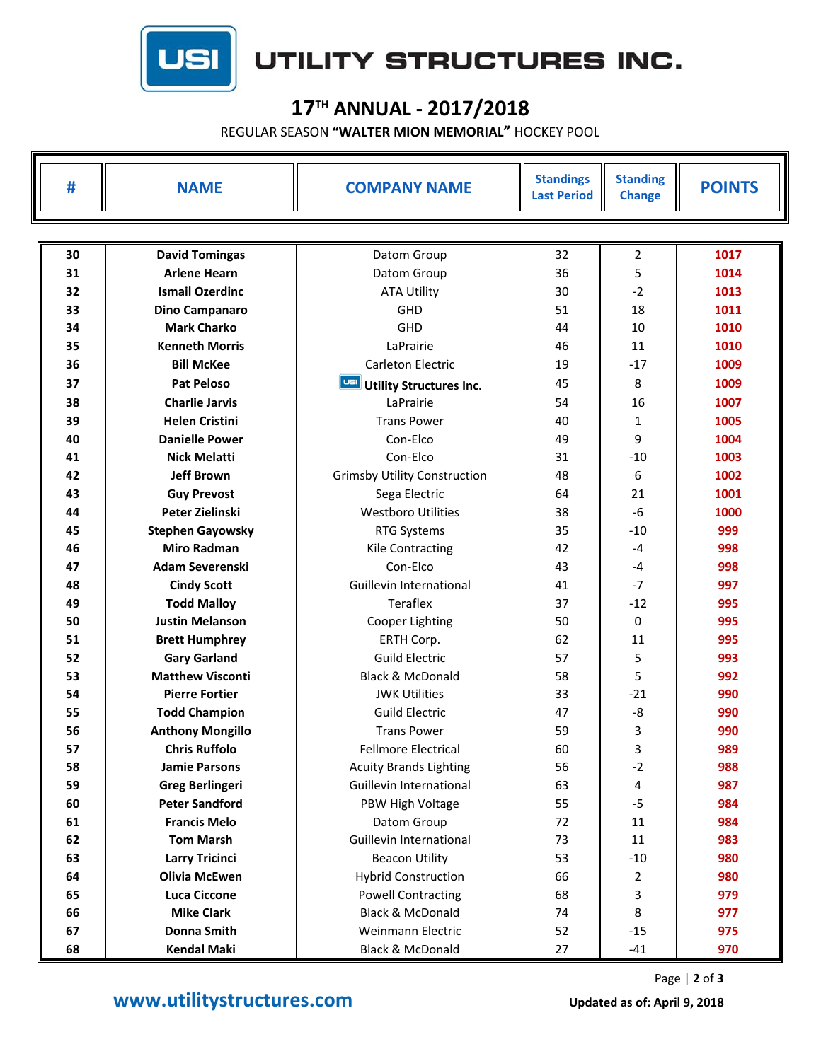# UTILITY STRUCTURES INC.

## 17TH ANNUAL - 2017/2018

REGULAR SEASON **"WALTER MION MEMORIAL"** HOCKEY POOL

| # | NAME | COMPANY NAME | Standings Last Period | Standing Change | POINTS |
|---|---|---|---|---|---|
| 30 | David Tomingas | Datom Group | 32 | 2 | 1017 |
| 31 | Arlene Hearn | Datom Group | 36 | 5 | 1014 |
| 32 | Ismail Ozerdinc | ATA Utility | 30 | -2 | 1013 |
| 33 | Dino Campanaro | GHD | 51 | 18 | 1011 |
| 34 | Mark Charko | GHD | 44 | 10 | 1010 |
| 35 | Kenneth Morris | LaPrairie | 46 | 11 | 1010 |
| 36 | Bill McKee | Carleton Electric | 19 | -17 | 1009 |
| 37 | Pat Peloso | **Utility Structures Inc.** | 45 | 8 | 1009 |
| 38 | Charlie Jarvis | LaPrairie | 54 | 16 | 1007 |
| 39 | Helen Cristini | Trans Power | 40 | 1 | 1005 |
| 40 | Danielle Power | Con-Elco | 49 | 9 | 1004 |
| 41 | Nick Melatti | Con-Elco | 31 | -10 | 1003 |
| 42 | Jeff Brown | Grimsby Utility Construction | 48 | 6 | 1002 |
| 43 | Guy Prevost | Sega Electric | 64 | 21 | 1001 |
| 44 | Peter Zielinski | Westboro Utilities | 38 | -6 | 1000 |
| 45 | Stephen Gayowsky | RTG Systems | 35 | -10 | 999 |
| 46 | Miro Radman | Kile Contracting | 42 | -4 | 998 |
| 47 | Adam Severenski | Con-Elco | 43 | -4 | 998 |
| 48 | Cindy Scott | Guillevin International | 41 | -7 | 997 |
| 49 | Todd Malloy | Teraflex | 37 | -12 | 995 |
| 50 | Justin Melanson | Cooper Lighting | 50 | 0 | 995 |
| 51 | Brett Humphrey | ERTH Corp. | 62 | 11 | 995 |
| 52 | Gary Garland | Guild Electric | 57 | 5 | 993 |
| 53 | Matthew Visconti | Black & McDonald | 58 | 5 | 992 |
| 54 | Pierre Fortier | JWK Utilities | 33 | -21 | 990 |
| 55 | Todd Champion | Guild Electric | 47 | -8 | 990 |
| 56 | Anthony Mongillo | Trans Power | 59 | 3 | 990 |
| 57 | Chris Ruffolo | Fellmore Electrical | 60 | 3 | 989 |
| 58 | Jamie Parsons | Acuity Brands Lighting | 56 | -2 | 988 |
| 59 | Greg Berlingeri | Guillevin International | 63 | 4 | 987 |
| 60 | Peter Sandford | PBW High Voltage | 55 | -5 | 984 |
| 61 | Francis Melo | Datom Group | 72 | 11 | 984 |
| 62 | Tom Marsh | Guillevin International | 73 | 11 | 983 |
| 63 | Larry Tricinci | Beacon Utility | 53 | -10 | 980 |
| 64 | Olivia McEwen | Hybrid Construction | 66 | 2 | 980 |
| 65 | Luca Ciccone | Powell Contracting | 68 | 3 | 979 |
| 66 | Mike Clark | Black & McDonald | 74 | 8 | 977 |
| 67 | Donna Smith | Weinmann Electric | 52 | -15 | 975 |
| 68 | Kendal Maki | Black & McDonald | 27 | -41 | 970 |

www.utilitystructures.com

**Updated as of: April 9, 2018**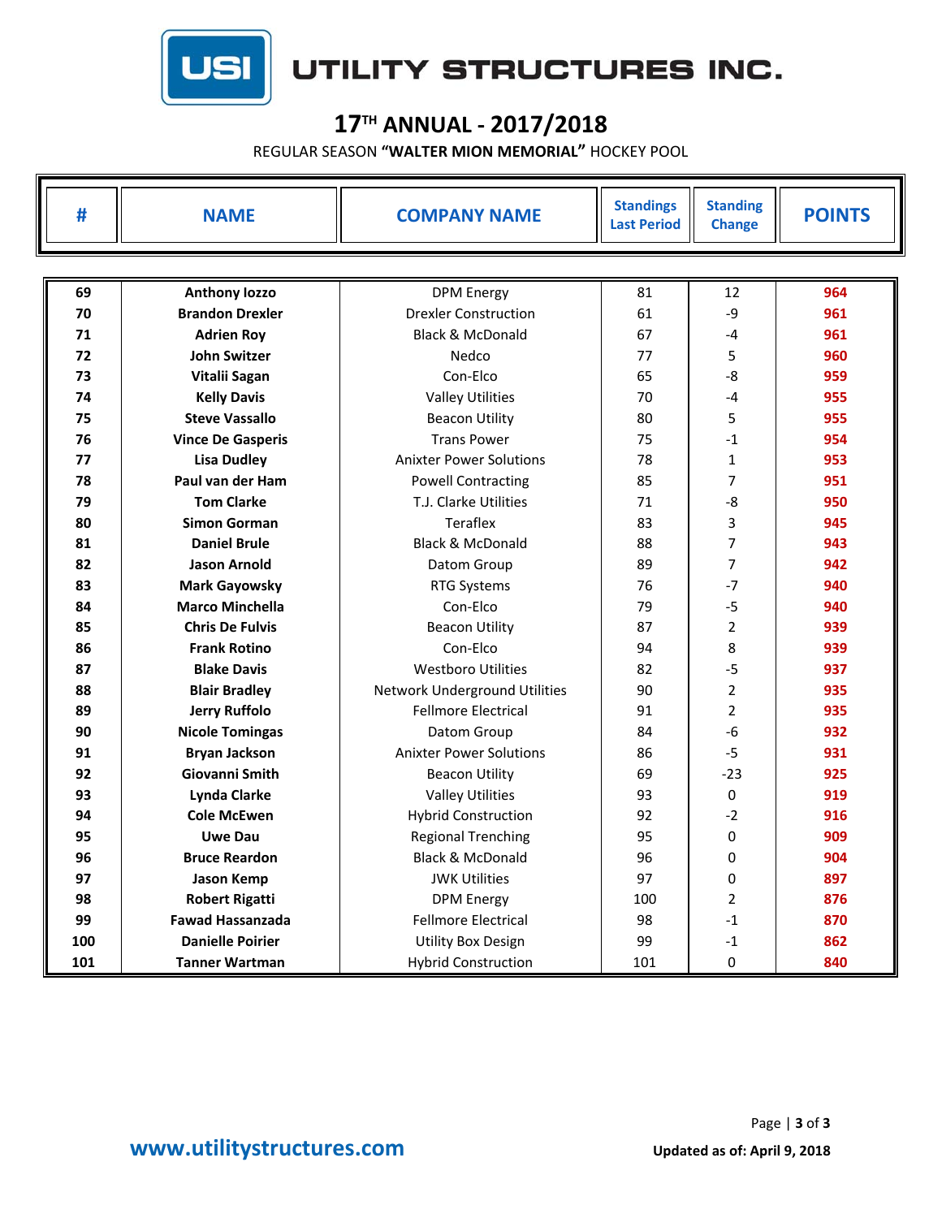UTILITY STRUCTURES INC.

# 17TH ANNUAL - 2017/2018

REGULAR SEASON **"WALTER MION MEMORIAL"** HOCKEY POOL

| # | NAME | COMPANY NAME | Standings Last Period | Standing Change | POINTS |
|---|---|---|---|---|---|
| 69 | Anthony Iozzo | DPM Energy | 81 | 12 | 964 |
| 70 | Brandon Drexler | Drexler Construction | 61 | -9 | 961 |
| 71 | Adrien Roy | Black & McDonald | 67 | -4 | 961 |
| 72 | John Switzer | Nedco | 77 | 5 | 960 |
| 73 | Vitalii Sagan | Con-Elco | 65 | -8 | 959 |
| 74 | Kelly Davis | Valley Utilities | 70 | -4 | 955 |
| 75 | Steve Vassallo | Beacon Utility | 80 | 5 | 955 |
| 76 | Vince De Gasperis | Trans Power | 75 | -1 | 954 |
| 77 | Lisa Dudley | Anixter Power Solutions | 78 | 1 | 953 |
| 78 | Paul van der Ham | Powell Contracting | 85 | 7 | 951 |
| 79 | Tom Clarke | T.J. Clarke Utilities | 71 | -8 | 950 |
| 80 | Simon Gorman | Teraflex | 83 | 3 | 945 |
| 81 | Daniel Brule | Black & McDonald | 88 | 7 | 943 |
| 82 | Jason Arnold | Datom Group | 89 | 7 | 942 |
| 83 | Mark Gayowsky | RTG Systems | 76 | -7 | 940 |
| 84 | Marco Minchella | Con-Elco | 79 | -5 | 940 |
| 85 | Chris De Fulvis | Beacon Utility | 87 | 2 | 939 |
| 86 | Frank Rotino | Con-Elco | 94 | 8 | 939 |
| 87 | Blake Davis | Westboro Utilities | 82 | -5 | 937 |
| 88 | Blair Bradley | Network Underground Utilities | 90 | 2 | 935 |
| 89 | Jerry Ruffolo | Fellmore Electrical | 91 | 2 | 935 |
| 90 | Nicole Tomingas | Datom Group | 84 | -6 | 932 |
| 91 | Bryan Jackson | Anixter Power Solutions | 86 | -5 | 931 |
| 92 | Giovanni Smith | Beacon Utility | 69 | -23 | 925 |
| 93 | Lynda Clarke | Valley Utilities | 93 | 0 | 919 |
| 94 | Cole McEwen | Hybrid Construction | 92 | -2 | 916 |
| 95 | Uwe Dau | Regional Trenching | 95 | 0 | 909 |
| 96 | Bruce Reardon | Black & McDonald | 96 | 0 | 904 |
| 97 | Jason Kemp | JWK Utilities | 97 | 0 | 897 |
| 98 | Robert Rigatti | DPM Energy | 100 | 2 | 876 |
| 99 | Fawad Hassanzada | Fellmore Electrical | 98 | -1 | 870 |
| 100 | Danielle Poirier | Utility Box Design | 99 | -1 | 862 |
| 101 | Tanner Wartman | Hybrid Construction | 101 | 0 | 840 |

www.utilitystructures.com

**Updated as of: April 9, 2018**